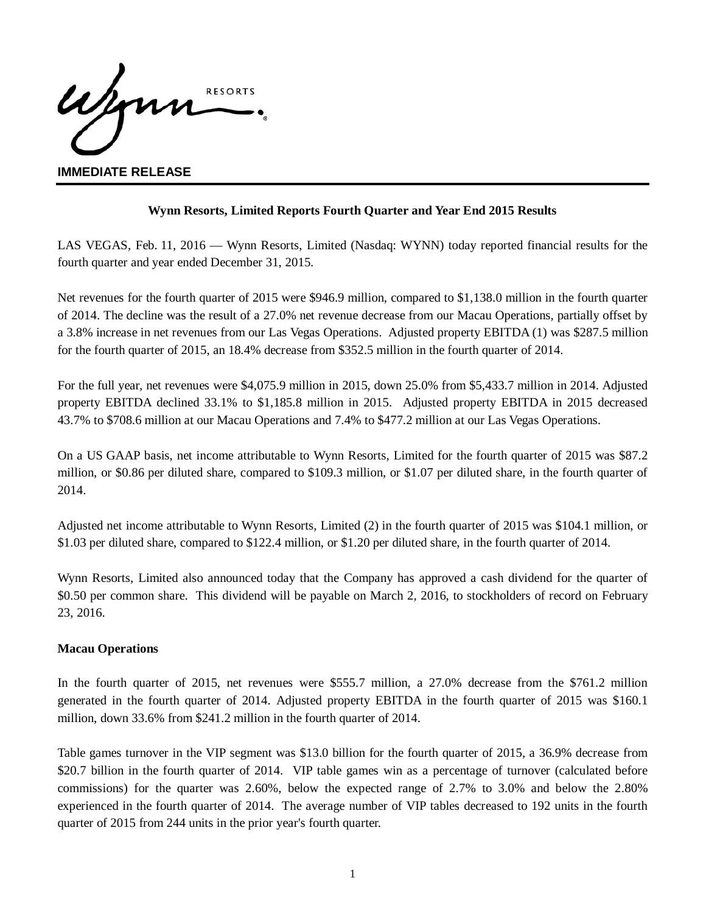**IMMEDIATE RELEASE**

# Wynn Resorts, Limited Reports Fourth Quarter and Year End 2015 Results

LAS VEGAS, Feb. 11, 2016 — Wynn Resorts, Limited (Nasdaq: WYNN) today reported financial results for the fourth quarter and year ended December 31, 2015.

Net revenues for the fourth quarter of 2015 were $946.9 million, compared to $1,138.0 million in the fourth quarter of 2014. The decline was the result of a 27.0% net revenue decrease from our Macau Operations, partially offset by a 3.8% increase in net revenues from our Las Vegas Operations. Adjusted property EBITDA (1) was $287.5 million for the fourth quarter of 2015, an 18.4% decrease from $352.5 million in the fourth quarter of 2014.

For the full year, net revenues were $4,075.9 million in 2015, down 25.0% from $5,433.7 million in 2014. Adjusted property EBITDA declined 33.1% to $1,185.8 million in 2015. Adjusted property EBITDA in 2015 decreased 43.7% to $708.6 million at our Macau Operations and 7.4% to $477.2 million at our Las Vegas Operations.

On a US GAAP basis, net income attributable to Wynn Resorts, Limited for the fourth quarter of 2015 was $87.2 million, or $0.86 per diluted share, compared to $109.3 million, or $1.07 per diluted share, in the fourth quarter of 2014.

Adjusted net income attributable to Wynn Resorts, Limited (2) in the fourth quarter of 2015 was $104.1 million, or $1.03 per diluted share, compared to $122.4 million, or $1.20 per diluted share, in the fourth quarter of 2014.

Wynn Resorts, Limited also announced today that the Company has approved a cash dividend for the quarter of $0.50 per common share. This dividend will be payable on March 2, 2016, to stockholders of record on February 23, 2016.

**Macau Operations**

In the fourth quarter of 2015, net revenues were $555.7 million, a 27.0% decrease from the $761.2 million generated in the fourth quarter of 2014. Adjusted property EBITDA in the fourth quarter of 2015 was $160.1 million, down 33.6% from $241.2 million in the fourth quarter of 2014.

Table games turnover in the VIP segment was $13.0 billion for the fourth quarter of 2015, a 36.9% decrease from $20.7 billion in the fourth quarter of 2014. VIP table games win as a percentage of turnover (calculated before commissions) for the quarter was 2.60%, below the expected range of 2.7% to 3.0% and below the 2.80% experienced in the fourth quarter of 2014. The average number of VIP tables decreased to 192 units in the fourth quarter of 2015 from 244 units in the prior year's fourth quarter.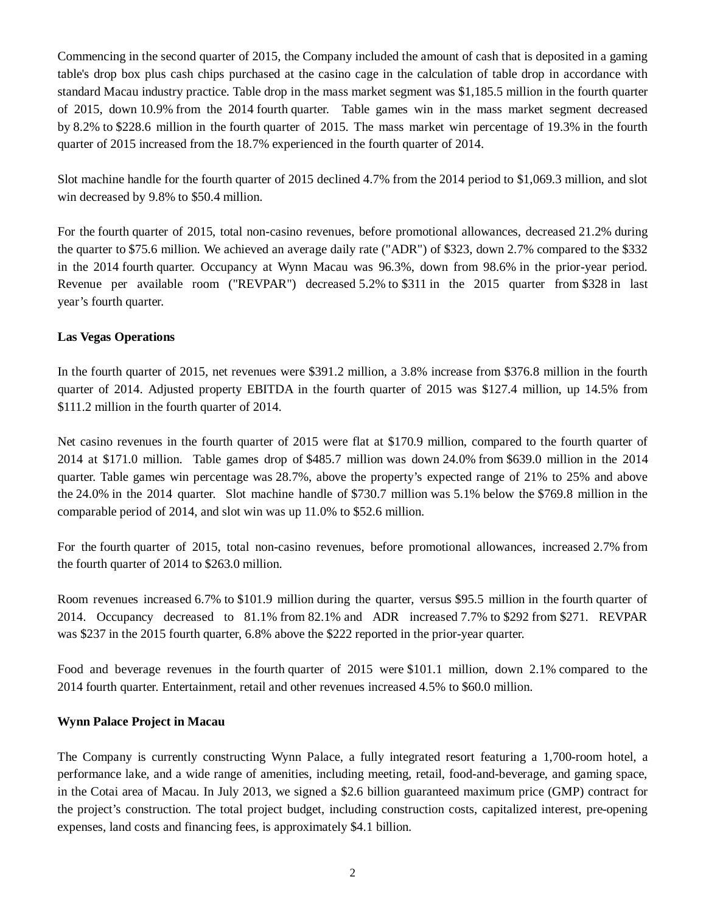Commencing in the second quarter of 2015, the Company included the amount of cash that is deposited in a gaming table's drop box plus cash chips purchased at the casino cage in the calculation of table drop in accordance with standard Macau industry practice. Table drop in the mass market segment was $1,185.5 million in the fourth quarter of 2015, down 10.9% from the 2014 fourth quarter. Table games win in the mass market segment decreased by 8.2% to $228.6 million in the fourth quarter of 2015. The mass market win percentage of 19.3% in the fourth quarter of 2015 increased from the 18.7% experienced in the fourth quarter of 2014.

Slot machine handle for the fourth quarter of 2015 declined 4.7% from the 2014 period to $1,069.3 million, and slot win decreased by 9.8% to $50.4 million.

For the fourth quarter of 2015, total non-casino revenues, before promotional allowances, decreased 21.2% during the quarter to $75.6 million. We achieved an average daily rate ("ADR") of $323, down 2.7% compared to the $332 in the 2014 fourth quarter. Occupancy at Wynn Macau was 96.3%, down from 98.6% in the prior-year period. Revenue per available room ("REVPAR") decreased 5.2% to $311 in the 2015 quarter from $328 in last year's fourth quarter.

**Las Vegas Operations**

In the fourth quarter of 2015, net revenues were $391.2 million, a 3.8% increase from $376.8 million in the fourth quarter of 2014. Adjusted property EBITDA in the fourth quarter of 2015 was $127.4 million, up 14.5% from $111.2 million in the fourth quarter of 2014.

Net casino revenues in the fourth quarter of 2015 were flat at $170.9 million, compared to the fourth quarter of 2014 at $171.0 million. Table games drop of $485.7 million was down 24.0% from $639.0 million in the 2014 quarter. Table games win percentage was 28.7%, above the property's expected range of 21% to 25% and above the 24.0% in the 2014 quarter. Slot machine handle of $730.7 million was 5.1% below the $769.8 million in the comparable period of 2014, and slot win was up 11.0% to $52.6 million.

For the fourth quarter of 2015, total non-casino revenues, before promotional allowances, increased 2.7% from the fourth quarter of 2014 to $263.0 million.

Room revenues increased 6.7% to $101.9 million during the quarter, versus $95.5 million in the fourth quarter of 2014. Occupancy decreased to 81.1% from 82.1% and ADR increased 7.7% to $292 from $271. REVPAR was $237 in the 2015 fourth quarter, 6.8% above the $222 reported in the prior-year quarter.

Food and beverage revenues in the fourth quarter of 2015 were $101.1 million, down 2.1% compared to the 2014 fourth quarter. Entertainment, retail and other revenues increased 4.5% to $60.0 million.

**Wynn Palace Project in Macau**

The Company is currently constructing Wynn Palace, a fully integrated resort featuring a 1,700-room hotel, a performance lake, and a wide range of amenities, including meeting, retail, food-and-beverage, and gaming space, in the Cotai area of Macau. In July 2013, we signed a $2.6 billion guaranteed maximum price (GMP) contract for the project's construction. The total project budget, including construction costs, capitalized interest, pre-opening expenses, land costs and financing fees, is approximately $4.1 billion.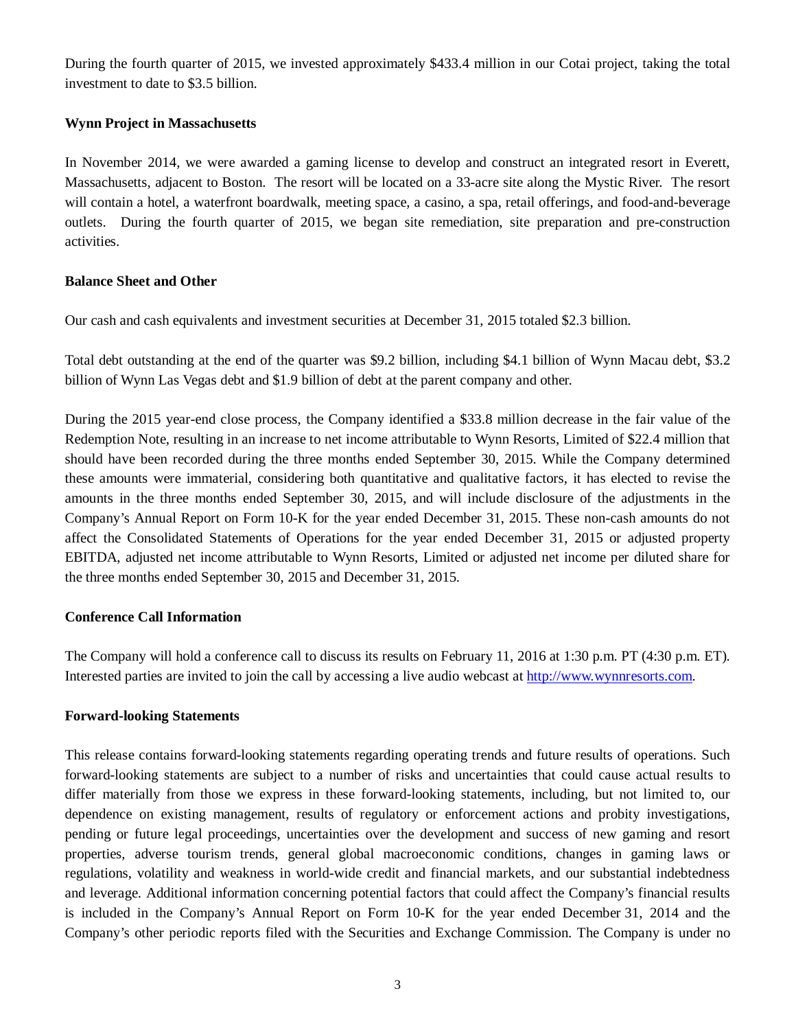During the fourth quarter of 2015, we invested approximately $433.4 million in our Cotai project, taking the total investment to date to $3.5 billion.

**Wynn Project in Massachusetts**

In November 2014, we were awarded a gaming license to develop and construct an integrated resort in Everett, Massachusetts, adjacent to Boston. The resort will be located on a 33-acre site along the Mystic River. The resort will contain a hotel, a waterfront boardwalk, meeting space, a casino, a spa, retail offerings, and food-and-beverage outlets. During the fourth quarter of 2015, we began site remediation, site preparation and pre-construction activities.

**Balance Sheet and Other**

Our cash and cash equivalents and investment securities at December 31, 2015 totaled $2.3 billion.

Total debt outstanding at the end of the quarter was $9.2 billion, including $4.1 billion of Wynn Macau debt, $3.2 billion of Wynn Las Vegas debt and $1.9 billion of debt at the parent company and other.

During the 2015 year-end close process, the Company identified a $33.8 million decrease in the fair value of the Redemption Note, resulting in an increase to net income attributable to Wynn Resorts, Limited of $22.4 million that should have been recorded during the three months ended September 30, 2015. While the Company determined these amounts were immaterial, considering both quantitative and qualitative factors, it has elected to revise the amounts in the three months ended September 30, 2015, and will include disclosure of the adjustments in the Company's Annual Report on Form 10-K for the year ended December 31, 2015. These non-cash amounts do not affect the Consolidated Statements of Operations for the year ended December 31, 2015 or adjusted property EBITDA, adjusted net income attributable to Wynn Resorts, Limited or adjusted net income per diluted share for the three months ended September 30, 2015 and December 31, 2015.

**Conference Call Information**

The Company will hold a conference call to discuss its results on February 11, 2016 at 1:30 p.m. PT (4:30 p.m. ET). Interested parties are invited to join the call by accessing a live audio webcast at http://www.wynnresorts.com.

**Forward-looking Statements**

This release contains forward-looking statements regarding operating trends and future results of operations. Such forward-looking statements are subject to a number of risks and uncertainties that could cause actual results to differ materially from those we express in these forward-looking statements, including, but not limited to, our dependence on existing management, results of regulatory or enforcement actions and probity investigations, pending or future legal proceedings, uncertainties over the development and success of new gaming and resort properties, adverse tourism trends, general global macroeconomic conditions, changes in gaming laws or regulations, volatility and weakness in world-wide credit and financial markets, and our substantial indebtedness and leverage. Additional information concerning potential factors that could affect the Company's financial results is included in the Company's Annual Report on Form 10-K for the year ended December 31, 2014 and the Company's other periodic reports filed with the Securities and Exchange Commission. The Company is under no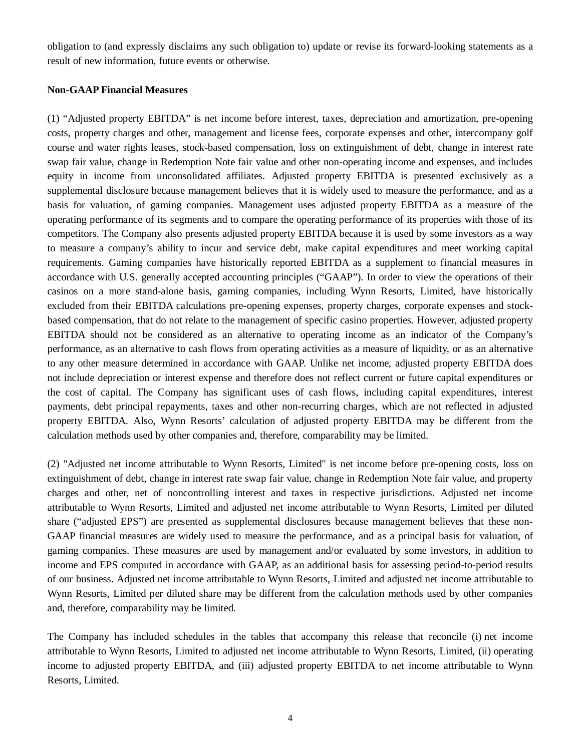obligation to (and expressly disclaims any such obligation to) update or revise its forward-looking statements as a result of new information, future events or otherwise.

**Non-GAAP Financial Measures**

(1) "Adjusted property EBITDA" is net income before interest, taxes, depreciation and amortization, pre-opening costs, property charges and other, management and license fees, corporate expenses and other, intercompany golf course and water rights leases, stock-based compensation, loss on extinguishment of debt, change in interest rate swap fair value, change in Redemption Note fair value and other non-operating income and expenses, and includes equity in income from unconsolidated affiliates. Adjusted property EBITDA is presented exclusively as a supplemental disclosure because management believes that it is widely used to measure the performance, and as a basis for valuation, of gaming companies. Management uses adjusted property EBITDA as a measure of the operating performance of its segments and to compare the operating performance of its properties with those of its competitors. The Company also presents adjusted property EBITDA because it is used by some investors as a way to measure a company's ability to incur and service debt, make capital expenditures and meet working capital requirements. Gaming companies have historically reported EBITDA as a supplement to financial measures in accordance with U.S. generally accepted accounting principles ("GAAP"). In order to view the operations of their casinos on a more stand-alone basis, gaming companies, including Wynn Resorts, Limited, have historically excluded from their EBITDA calculations pre-opening expenses, property charges, corporate expenses and stock-based compensation, that do not relate to the management of specific casino properties. However, adjusted property EBITDA should not be considered as an alternative to operating income as an indicator of the Company's performance, as an alternative to cash flows from operating activities as a measure of liquidity, or as an alternative to any other measure determined in accordance with GAAP. Unlike net income, adjusted property EBITDA does not include depreciation or interest expense and therefore does not reflect current or future capital expenditures or the cost of capital. The Company has significant uses of cash flows, including capital expenditures, interest payments, debt principal repayments, taxes and other non-recurring charges, which are not reflected in adjusted property EBITDA. Also, Wynn Resorts' calculation of adjusted property EBITDA may be different from the calculation methods used by other companies and, therefore, comparability may be limited.

(2) "Adjusted net income attributable to Wynn Resorts, Limited" is net income before pre-opening costs, loss on extinguishment of debt, change in interest rate swap fair value, change in Redemption Note fair value, and property charges and other, net of noncontrolling interest and taxes in respective jurisdictions. Adjusted net income attributable to Wynn Resorts, Limited and adjusted net income attributable to Wynn Resorts, Limited per diluted share ("adjusted EPS") are presented as supplemental disclosures because management believes that these non-GAAP financial measures are widely used to measure the performance, and as a principal basis for valuation, of gaming companies. These measures are used by management and/or evaluated by some investors, in addition to income and EPS computed in accordance with GAAP, as an additional basis for assessing period-to-period results of our business. Adjusted net income attributable to Wynn Resorts, Limited and adjusted net income attributable to Wynn Resorts, Limited per diluted share may be different from the calculation methods used by other companies and, therefore, comparability may be limited.

The Company has included schedules in the tables that accompany this release that reconcile (i) net income attributable to Wynn Resorts, Limited to adjusted net income attributable to Wynn Resorts, Limited, (ii) operating income to adjusted property EBITDA, and (iii) adjusted property EBITDA to net income attributable to Wynn Resorts, Limited.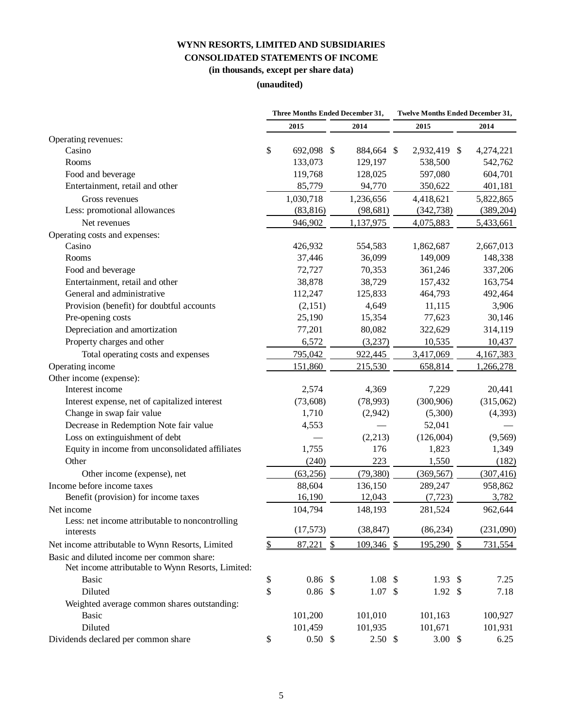# WYNN RESORTS, LIMITED AND SUBSIDIARIES
## CONSOLIDATED STATEMENTS OF INCOME
### (in thousands, except per share data)
### (unaudited)

| | Three Months Ended December 31, | | Twelve Months Ended December 31, | |
|---|---|---|---|---|
| | 2015 | 2014 | 2015 | 2014 |
| Operating revenues: | | | | |
| Casino | $ 692,098 | $ 884,664 | $ 2,932,419 | $ 4,274,221 |
| Rooms | 133,073 | 129,197 | 538,500 | 542,762 |
| Food and beverage | 119,768 | 128,025 | 597,080 | 604,701 |
| Entertainment, retail and other | 85,779 | 94,770 | 350,622 | 401,181 |
| Gross revenues | 1,030,718 | 1,236,656 | 4,418,621 | 5,822,865 |
| Less: promotional allowances | (83,816) | (98,681) | (342,738) | (389,204) |
| Net revenues | 946,902 | 1,137,975 | 4,075,883 | 5,433,661 |
| Operating costs and expenses: | | | | |
| Casino | 426,932 | 554,583 | 1,862,687 | 2,667,013 |
| Rooms | 37,446 | 36,099 | 149,009 | 148,338 |
| Food and beverage | 72,727 | 70,353 | 361,246 | 337,206 |
| Entertainment, retail and other | 38,878 | 38,729 | 157,432 | 163,754 |
| General and administrative | 112,247 | 125,833 | 464,793 | 492,464 |
| Provision (benefit) for doubtful accounts | (2,151) | 4,649 | 11,115 | 3,906 |
| Pre-opening costs | 25,190 | 15,354 | 77,623 | 30,146 |
| Depreciation and amortization | 77,201 | 80,082 | 322,629 | 314,119 |
| Property charges and other | 6,572 | (3,237) | 10,535 | 10,437 |
| Total operating costs and expenses | 795,042 | 922,445 | 3,417,069 | 4,167,383 |
| Operating income | 151,860 | 215,530 | 658,814 | 1,266,278 |
| Other income (expense): | | | | |
| Interest income | 2,574 | 4,369 | 7,229 | 20,441 |
| Interest expense, net of capitalized interest | (73,608) | (78,993) | (300,906) | (315,062) |
| Change in swap fair value | 1,710 | (2,942) | (5,300) | (4,393) |
| Decrease in Redemption Note fair value | 4,553 | — | 52,041 | — |
| Loss on extinguishment of debt | — | (2,213) | (126,004) | (9,569) |
| Equity in income from unconsolidated affiliates | 1,755 | 176 | 1,823 | 1,349 |
| Other | (240) | 223 | 1,550 | (182) |
| Other income (expense), net | (63,256) | (79,380) | (369,567) | (307,416) |
| Income before income taxes | 88,604 | 136,150 | 289,247 | 958,862 |
| Benefit (provision) for income taxes | 16,190 | 12,043 | (7,723) | 3,782 |
| Net income | 104,794 | 148,193 | 281,524 | 962,644 |
| Less: net income attributable to noncontrolling interests | (17,573) | (38,847) | (86,234) | (231,090) |
| Net income attributable to Wynn Resorts, Limited | $ 87,221 | $ 109,346 | $ 195,290 | $ 731,554 |
| Basic and diluted income per common share: | | | | |
| Net income attributable to Wynn Resorts, Limited: | | | | |
| Basic | $ 0.86 | $ 1.08 | $ 1.93 | $ 7.25 |
| Diluted | $ 0.86 | $ 1.07 | $ 1.92 | $ 7.18 |
| Weighted average common shares outstanding: | | | | |
| Basic | 101,200 | 101,010 | 101,163 | 100,927 |
| Diluted | 101,459 | 101,935 | 101,671 | 101,931 |
| Dividends declared per common share | $ 0.50 | $ 2.50 | $ 3.00 | $ 6.25 |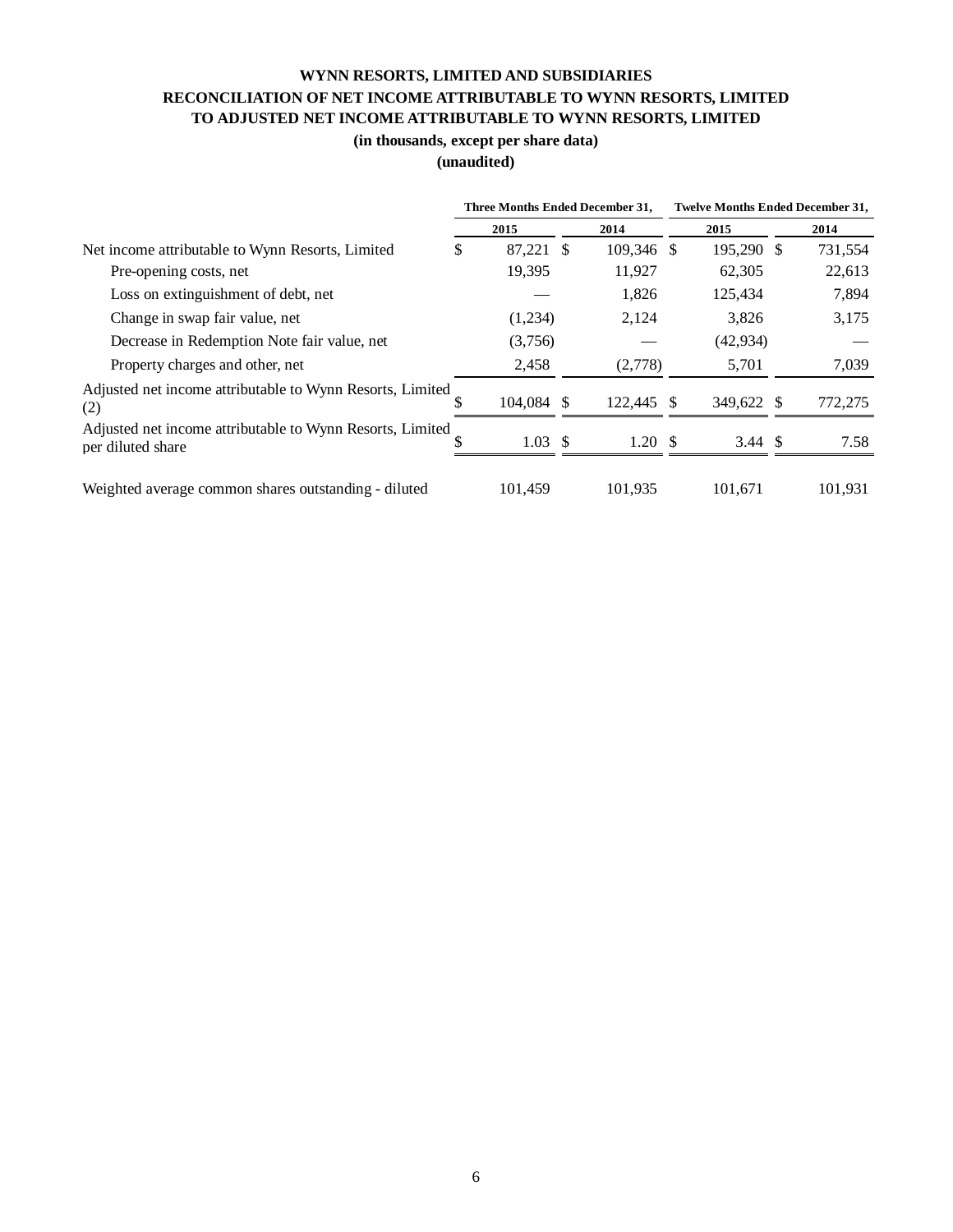# WYNN RESORTS, LIMITED AND SUBSIDIARIES
## RECONCILIATION OF NET INCOME ATTRIBUTABLE TO WYNN RESORTS, LIMITED TO ADJUSTED NET INCOME ATTRIBUTABLE TO WYNN RESORTS, LIMITED
**(in thousands, except per share data)**
**(unaudited)**

| | Three Months Ended December 31, | | Twelve Months Ended December 31, | |
|---|---|---|---|---|
| | 2015 | 2014 | 2015 | 2014 |
| Net income attributable to Wynn Resorts, Limited | $ 87,221 | $ 109,346 | $ 195,290 | $ 731,554 |
| Pre-opening costs, net | 19,395 | 11,927 | 62,305 | 22,613 |
| Loss on extinguishment of debt, net | — | 1,826 | 125,434 | 7,894 |
| Change in swap fair value, net | (1,234) | 2,124 | 3,826 | 3,175 |
| Decrease in Redemption Note fair value, net | (3,756) | — | (42,934) | — |
| Property charges and other, net | 2,458 | (2,778) | 5,701 | 7,039 |
| Adjusted net income attributable to Wynn Resorts, Limited (2) | $ 104,084 | $ 122,445 | $ 349,622 | $ 772,275 |
| Adjusted net income attributable to Wynn Resorts, Limited per diluted share | $ 1.03 | $ 1.20 | $ 3.44 | $ 7.58 |
| Weighted average common shares outstanding - diluted | 101,459 | 101,935 | 101,671 | 101,931 |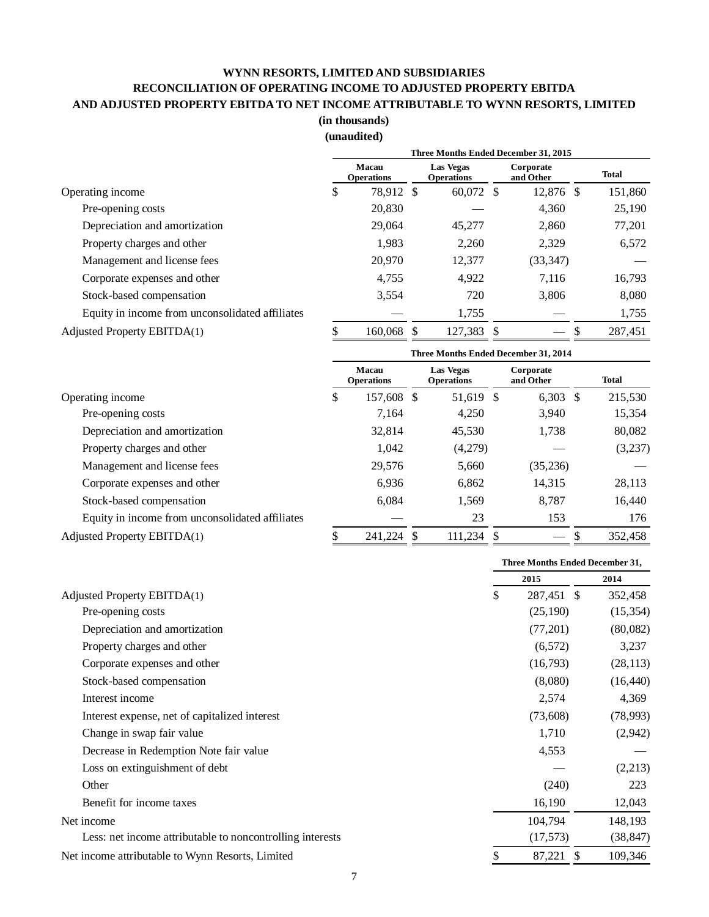# WYNN RESORTS, LIMITED AND SUBSIDIARIES
## RECONCILIATION OF OPERATING INCOME TO ADJUSTED PROPERTY EBITDA AND ADJUSTED PROPERTY EBITDA TO NET INCOME ATTRIBUTABLE TO WYNN RESORTS, LIMITED
**(in thousands)**
**(unaudited)**

| | Three Months Ended December 31, 2015 | | | |
|---|---|---|---|---|
| | Macau Operations | Las Vegas Operations | Corporate and Other | Total |
| Operating income | $ 78,912 | $ 60,072 | $ 12,876 | $ 151,860 |
| Pre-opening costs | 20,830 | — | 4,360 | 25,190 |
| Depreciation and amortization | 29,064 | 45,277 | 2,860 | 77,201 |
| Property charges and other | 1,983 | 2,260 | 2,329 | 6,572 |
| Management and license fees | 20,970 | 12,377 | (33,347) | — |
| Corporate expenses and other | 4,755 | 4,922 | 7,116 | 16,793 |
| Stock-based compensation | 3,554 | 720 | 3,806 | 8,080 |
| Equity in income from unconsolidated affiliates | — | 1,755 | — | 1,755 |
| Adjusted Property EBITDA(1) | $ 160,068 | $ 127,383 | $ — | $ 287,451 |

| | Three Months Ended December 31, 2014 | | | |
|---|---|---|---|---|
| | Macau Operations | Las Vegas Operations | Corporate and Other | Total |
| Operating income | $ 157,608 | $ 51,619 | $ 6,303 | $ 215,530 |
| Pre-opening costs | 7,164 | 4,250 | 3,940 | 15,354 |
| Depreciation and amortization | 32,814 | 45,530 | 1,738 | 80,082 |
| Property charges and other | 1,042 | (4,279) | — | (3,237) |
| Management and license fees | 29,576 | 5,660 | (35,236) | — |
| Corporate expenses and other | 6,936 | 6,862 | 14,315 | 28,113 |
| Stock-based compensation | 6,084 | 1,569 | 8,787 | 16,440 |
| Equity in income from unconsolidated affiliates | — | 23 | 153 | 176 |
| Adjusted Property EBITDA(1) | $ 241,224 | $ 111,234 | $ — | $ 352,458 |

| | Three Months Ended December 31, | |
|---|---|---|
| | 2015 | 2014 |
| Adjusted Property EBITDA(1) | $ 287,451 | $ 352,458 |
| Pre-opening costs | (25,190) | (15,354) |
| Depreciation and amortization | (77,201) | (80,082) |
| Property charges and other | (6,572) | 3,237 |
| Corporate expenses and other | (16,793) | (28,113) |
| Stock-based compensation | (8,080) | (16,440) |
| Interest income | 2,574 | 4,369 |
| Interest expense, net of capitalized interest | (73,608) | (78,993) |
| Change in swap fair value | 1,710 | (2,942) |
| Decrease in Redemption Note fair value | 4,553 | — |
| Loss on extinguishment of debt | — | (2,213) |
| Other | (240) | 223 |
| Benefit for income taxes | 16,190 | 12,043 |
| Net income | 104,794 | 148,193 |
| Less: net income attributable to noncontrolling interests | (17,573) | (38,847) |
| Net income attributable to Wynn Resorts, Limited | $ 87,221 | $ 109,346 |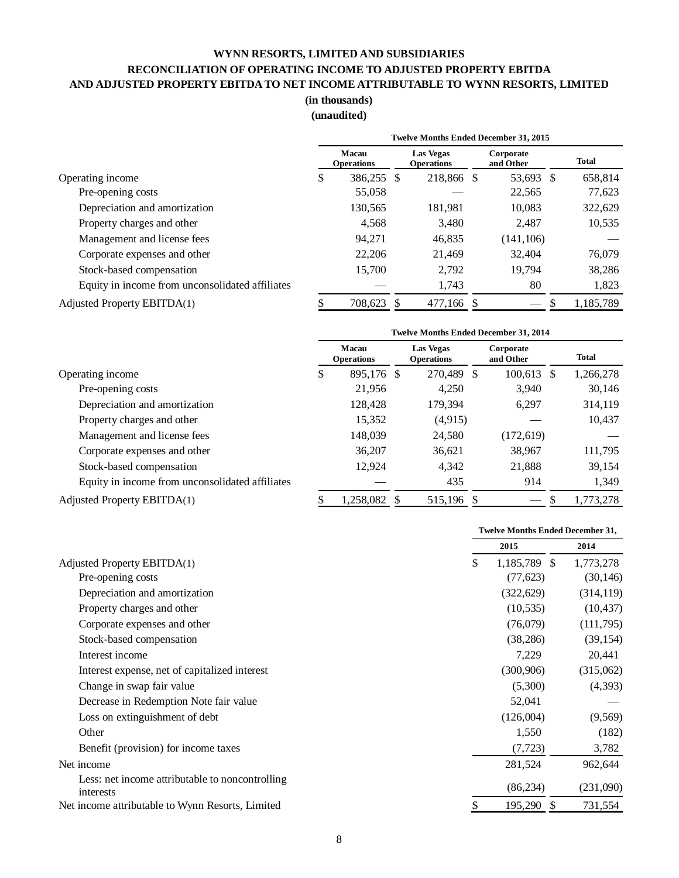**WYNN RESORTS, LIMITED AND SUBSIDIARIES**
**RECONCILIATION OF OPERATING INCOME TO ADJUSTED PROPERTY EBITDA AND ADJUSTED PROPERTY EBITDA TO NET INCOME ATTRIBUTABLE TO WYNN RESORTS, LIMITED**
**(in thousands)**
**(unaudited)**

| | Twelve Months Ended December 31, 2015 | | | |
|---|---|---|---|---|
| | Macau Operations | Las Vegas Operations | Corporate and Other | Total |
| Operating income | $ 386,255 | $ 218,866 | $ 53,693 | $ 658,814 |
| Pre-opening costs | 55,058 | — | 22,565 | 77,623 |
| Depreciation and amortization | 130,565 | 181,981 | 10,083 | 322,629 |
| Property charges and other | 4,568 | 3,480 | 2,487 | 10,535 |
| Management and license fees | 94,271 | 46,835 | (141,106) | — |
| Corporate expenses and other | 22,206 | 21,469 | 32,404 | 76,079 |
| Stock-based compensation | 15,700 | 2,792 | 19,794 | 38,286 |
| Equity in income from unconsolidated affiliates | — | 1,743 | 80 | 1,823 |
| Adjusted Property EBITDA(1) | $ 708,623 | $ 477,166 | $ — | $ 1,185,789 |

| | Twelve Months Ended December 31, 2014 | | | |
|---|---|---|---|---|
| | Macau Operations | Las Vegas Operations | Corporate and Other | Total |
| Operating income | $ 895,176 | $ 270,489 | $ 100,613 | $ 1,266,278 |
| Pre-opening costs | 21,956 | 4,250 | 3,940 | 30,146 |
| Depreciation and amortization | 128,428 | 179,394 | 6,297 | 314,119 |
| Property charges and other | 15,352 | (4,915) | — | 10,437 |
| Management and license fees | 148,039 | 24,580 | (172,619) | — |
| Corporate expenses and other | 36,207 | 36,621 | 38,967 | 111,795 |
| Stock-based compensation | 12,924 | 4,342 | 21,888 | 39,154 |
| Equity in income from unconsolidated affiliates | — | 435 | 914 | 1,349 |
| Adjusted Property EBITDA(1) | $ 1,258,082 | $ 515,196 | $ — | $ 1,773,278 |

| | Twelve Months Ended December 31, | |
|---|---|---|
| | 2015 | 2014 |
| Adjusted Property EBITDA(1) | $ 1,185,789 | $ 1,773,278 |
| Pre-opening costs | (77,623) | (30,146) |
| Depreciation and amortization | (322,629) | (314,119) |
| Property charges and other | (10,535) | (10,437) |
| Corporate expenses and other | (76,079) | (111,795) |
| Stock-based compensation | (38,286) | (39,154) |
| Interest income | 7,229 | 20,441 |
| Interest expense, net of capitalized interest | (300,906) | (315,062) |
| Change in swap fair value | (5,300) | (4,393) |
| Decrease in Redemption Note fair value | 52,041 | — |
| Loss on extinguishment of debt | (126,004) | (9,569) |
| Other | 1,550 | (182) |
| Benefit (provision) for income taxes | (7,723) | 3,782 |
| Net income | 281,524 | 962,644 |
| Less: net income attributable to noncontrolling interests | (86,234) | (231,090) |
| Net income attributable to Wynn Resorts, Limited | $ 195,290 | $ 731,554 |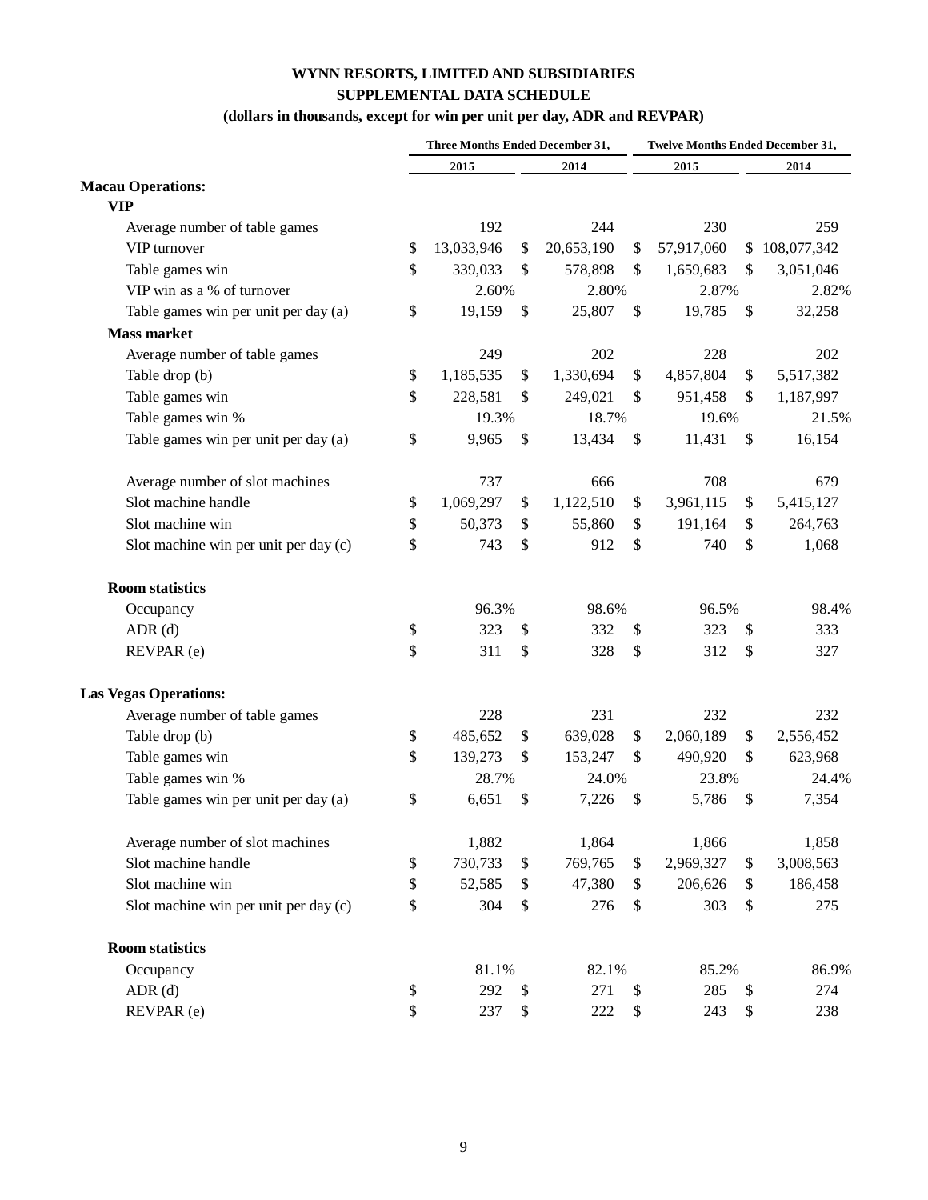# WYNN RESORTS, LIMITED AND SUBSIDIARIES
## SUPPLEMENTAL DATA SCHEDULE
### (dollars in thousands, except for win per unit per day, ADR and REVPAR)

| | Three Months Ended December 31, | | Twelve Months Ended December 31, | |
|---|---|---|---|---|
| | 2015 | 2014 | 2015 | 2014 |
| **Macau Operations:** | | | | |
| **VIP** | | | | |
| Average number of table games | 192 | 244 | 230 | 259 |
| VIP turnover | $ 13,033,946 | $ 20,653,190 | $ 57,917,060 | $ 108,077,342 |
| Table games win | $ 339,033 | $ 578,898 | $ 1,659,683 | $ 3,051,046 |
| VIP win as a % of turnover | 2.60% | 2.80% | 2.87% | 2.82% |
| Table games win per unit per day (a) | $ 19,159 | $ 25,807 | $ 19,785 | $ 32,258 |
| **Mass market** | | | | |
| Average number of table games | 249 | 202 | 228 | 202 |
| Table drop (b) | $ 1,185,535 | $ 1,330,694 | $ 4,857,804 | $ 5,517,382 |
| Table games win | $ 228,581 | $ 249,021 | $ 951,458 | $ 1,187,997 |
| Table games win % | 19.3% | 18.7% | 19.6% | 21.5% |
| Table games win per unit per day (a) | $ 9,965 | $ 13,434 | $ 11,431 | $ 16,154 |
| | | | | |
| Average number of slot machines | 737 | 666 | 708 | 679 |
| Slot machine handle | $ 1,069,297 | $ 1,122,510 | $ 3,961,115 | $ 5,415,127 |
| Slot machine win | $ 50,373 | $ 55,860 | $ 191,164 | $ 264,763 |
| Slot machine win per unit per day (c) | $ 743 | $ 912 | $ 740 | $ 1,068 |
| | | | | |
| **Room statistics** | | | | |
| Occupancy | 96.3% | 98.6% | 96.5% | 98.4% |
| ADR (d) | $ 323 | $ 332 | $ 323 | $ 333 |
| REVPAR (e) | $ 311 | $ 328 | $ 312 | $ 327 |
| | | | | |
| **Las Vegas Operations:** | | | | |
| Average number of table games | 228 | 231 | 232 | 232 |
| Table drop (b) | $ 485,652 | $ 639,028 | $ 2,060,189 | $ 2,556,452 |
| Table games win | $ 139,273 | $ 153,247 | $ 490,920 | $ 623,968 |
| Table games win % | 28.7% | 24.0% | 23.8% | 24.4% |
| Table games win per unit per day (a) | $ 6,651 | $ 7,226 | $ 5,786 | $ 7,354 |
| | | | | |
| Average number of slot machines | 1,882 | 1,864 | 1,866 | 1,858 |
| Slot machine handle | $ 730,733 | $ 769,765 | $ 2,969,327 | $ 3,008,563 |
| Slot machine win | $ 52,585 | $ 47,380 | $ 206,626 | $ 186,458 |
| Slot machine win per unit per day (c) | $ 304 | $ 276 | $ 303 | $ 275 |
| | | | | |
| **Room statistics** | | | | |
| Occupancy | 81.1% | 82.1% | 85.2% | 86.9% |
| ADR (d) | $ 292 | $ 271 | $ 285 | $ 274 |
| REVPAR (e) | $ 237 | $ 222 | $ 243 | $ 238 |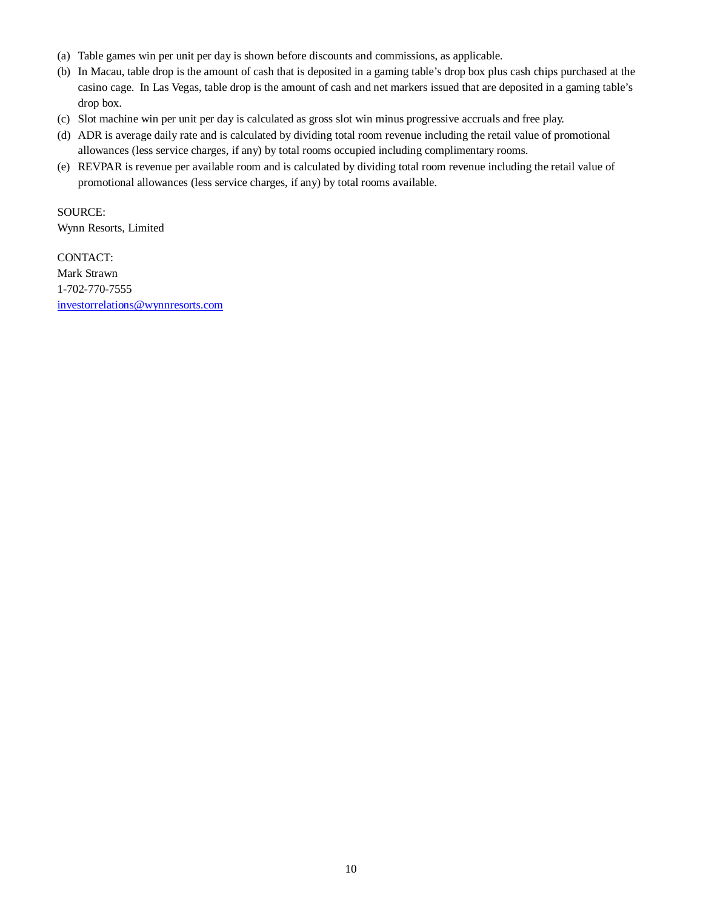(a) Table games win per unit per day is shown before discounts and commissions, as applicable.
(b) In Macau, table drop is the amount of cash that is deposited in a gaming table's drop box plus cash chips purchased at the casino cage. In Las Vegas, table drop is the amount of cash and net markers issued that are deposited in a gaming table's drop box.
(c) Slot machine win per unit per day is calculated as gross slot win minus progressive accruals and free play.
(d) ADR is average daily rate and is calculated by dividing total room revenue including the retail value of promotional allowances (less service charges, if any) by total rooms occupied including complimentary rooms.
(e) REVPAR is revenue per available room and is calculated by dividing total room revenue including the retail value of promotional allowances (less service charges, if any) by total rooms available.

SOURCE:
Wynn Resorts, Limited

CONTACT:
Mark Strawn
1-702-770-7555
investorrelations@wynnresorts.com